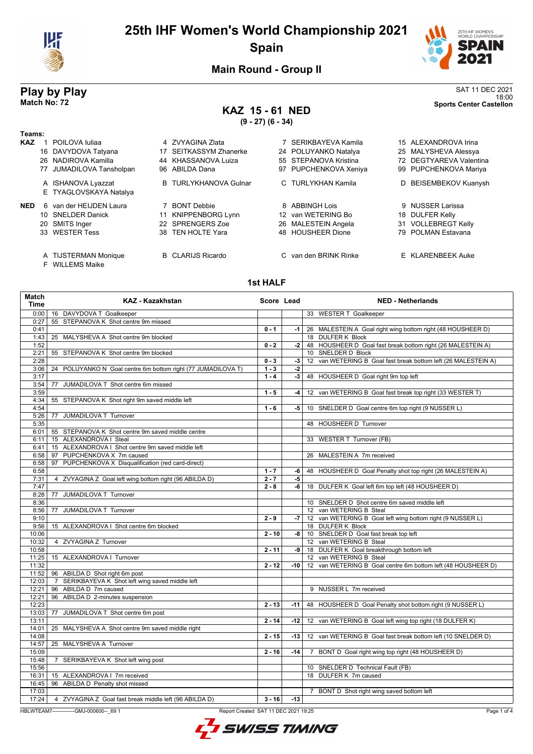# 25th IHF Women's World Championship 2021

## Spain

### Main Round - Group II

## Play by Play

**Match No: 72**

SAT 11 DEC 2021
18:00
**Sports Center Castellon**

## KAZ 15 - 61 NED

**(9 - 27) (6 - 34)**

**Teams:**

**KAZ**
1 POILOVA Iuliaa
4 ZVYAGINA Zlata
7 SERIKBAYEVA Kamila
15 ALEXANDROVA Irina
16 DAVYDOVA Tatyana
17 SEITKASSYM Zhanerke
24 POLUYANKO Natalya
25 MALYSHEVA Alessya
26 NADIROVA Kamilla
44 KHASSANOVA Luiza
55 STEPANOVA Kristina
72 DEGTYAREVA Valentina
77 JUMADILOVA Tansholpan
96 ABILDA Dana
97 PUPCHENKOVA Xeniya
99 PUPCHENKOVA Mariya

A ISHANOVA Lyazzat
B TURLYKHANOVA Gulnar
C TURLYKHAN Kamila
D BEISEMBEKOV Kuanysh
E TYAGLOVSKAYA Natalya

**NED**
6 van der HEIJDEN Laura
7 BONT Debbie
8 ABBINGH Lois
9 NUSSER Larissa
10 SNELDER Danick
11 KNIPPENBORG Lynn
12 van WETERING Bo
18 DULFER Kelly
20 SMITS Inger
22 SPRENGERS Zoe
26 MALESTEIN Angela
31 VOLLEBREGT Kelly
33 WESTER Tess
38 TEN HOLTE Yara
48 HOUSHEER Dione
79 POLMAN Estavana

A TIJSTERMAN Monique
B CLARIJS Ricardo
C van den BRINK Rinke
E KLARENBEEK Auke
F WILLEMS Maike

### 1st HALF

| Match Time | KAZ - Kazakhstan | Score | Lead | NED - Netherlands |
|---|---|---|---|---|
| 0:00 | 16 DAVYDOVA T Goalkeeper | | | 33 WESTER T Goalkeeper |
| 0:27 | 55 STEPANOVA K Shot centre 9m missed | | | |
| 0:41 | | 0 - 1 | -1 | 26 MALESTEIN A Goal right wing bottom right (48 HOUSHEER D) |
| 1:43 | 25 MALYSHEVA A Shot centre 9m blocked | | | 18 DULFER K Block |
| 1:52 | | 0 - 2 | -2 | 48 HOUSHEER D Goal fast break bottom right (26 MALESTEIN A) |
| 2:21 | 55 STEPANOVA K Shot centre 9m blocked | | | 10 SNELDER D Block |
| 2:28 | | 0 - 3 | -3 | 12 van WETERING B Goal fast break bottom left (26 MALESTEIN A) |
| 3:06 | 24 POLUYANKO N Goal centre 6m bottom right (77 JUMADILOVA T) | 1 - 3 | -2 | |
| 3:17 | | 1 - 4 | -3 | 48 HOUSHEER D Goal right 9m top left |
| 3:54 | 77 JUMADILOVA T Shot centre 6m missed | | | |
| 3:59 | | 1 - 5 | -4 | 12 van WETERING B Goal fast break top right (33 WESTER T) |
| 4:34 | 55 STEPANOVA K Shot right 9m saved middle left | | | |
| 4:54 | | 1 - 6 | -5 | 10 SNELDER D Goal centre 6m top right (9 NUSSER L) |
| 5:26 | 77 JUMADILOVA T Turnover | | | |
| 5:35 | | | | 48 HOUSHEER D Turnover |
| 6:01 | 55 STEPANOVA K Shot centre 9m saved middle centre | | | |
| 6:11 | 15 ALEXANDROVA I Steal | | | 33 WESTER T Turnover (FB) |
| 6:41 | 15 ALEXANDROVA I Shot centre 9m saved middle left | | | |
| 6:58 | 97 PUPCHENKOVA X 7m caused | | | 26 MALESTEIN A 7m received |
| 6:58 | 97 PUPCHENKOVA X Disqualification (red card-direct) | | | |
| 6:58 | | 1 - 7 | -6 | 48 HOUSHEER D Goal Penalty shot top right (26 MALESTEIN A) |
| 7:31 | 4 ZVYAGINA Z Goal left wing bottom right (96 ABILDA D) | 2 - 7 | -5 | |
| 7:47 | | 2 - 8 | -6 | 18 DULFER K Goal left 6m top left (48 HOUSHEER D) |
| 8:28 | 77 JUMADILOVA T Turnover | | | |
| 8:36 | | | | 10 SNELDER D Shot centre 6m saved middle left |
| 8:56 | 77 JUMADILOVA T Turnover | | | 12 van WETERING B Steal |
| 9:10 | | 2 - 9 | -7 | 12 van WETERING B Goal left wing bottom right (9 NUSSER L) |
| 9:56 | 15 ALEXANDROVA I Shot centre 6m blocked | | | 18 DULFER K Block |
| 10:06 | | 2 - 10 | -8 | 10 SNELDER D Goal fast break top left |
| 10:32 | 4 ZVYAGINA Z Turnover | | | 12 van WETERING B Steal |
| 10:58 | | 2 - 11 | -9 | 18 DULFER K Goal breakthrough bottom left |
| 11:25 | 15 ALEXANDROVA I Turnover | | | 12 van WETERING B Steal |
| 11:32 | | 2 - 12 | -10 | 12 van WETERING B Goal centre 6m bottom left (48 HOUSHEER D) |
| 11:52 | 96 ABILDA D Shot right 6m post | | | |
| 12:03 | 7 SERIKBAYEVA K Shot left wing saved middle left | | | |
| 12:21 | 96 ABILDA D 7m caused | | | 9 NUSSER L 7m received |
| 12:21 | 96 ABILDA D 2-minutes suspension | | | |
| 12:23 | | 2 - 13 | -11 | 48 HOUSHEER D Goal Penalty shot bottom right (9 NUSSER L) |
| 13:03 | 77 JUMADILOVA T Shot centre 6m post | | | |
| 13:11 | | 2 - 14 | -12 | 12 van WETERING B Goal left wing top right (18 DULFER K) |
| 14:01 | 25 MALYSHEVA A Shot centre 9m saved middle right | | | |
| 14:08 | | 2 - 15 | -13 | 12 van WETERING B Goal fast break bottom left (10 SNELDER D) |
| 14:57 | 25 MALYSHEVA A Turnover | | | |
| 15:09 | | 2 - 16 | -14 | 7 BONT D Goal right wing top right (48 HOUSHEER D) |
| 15:48 | 7 SERIKBAYEVA K Shot left wing post | | | |
| 15:56 | | | | 10 SNELDER D Technical Fault (FB) |
| 16:31 | 15 ALEXANDROVA I 7m received | | | 18 DULFER K 7m caused |
| 16:45 | 96 ABILDA D Penalty shot missed | | | |
| 17:03 | | | | 7 BONT D Shot right wing saved bottom left |
| 17:24 | 4 ZVYAGINA Z Goal fast break middle left (96 ABILDA D) | 3 - 16 | -13 | |

HBLWTEAM7-------------GMJ-000600--_69 1 Report Created SAT 11 DEC 2021 19:25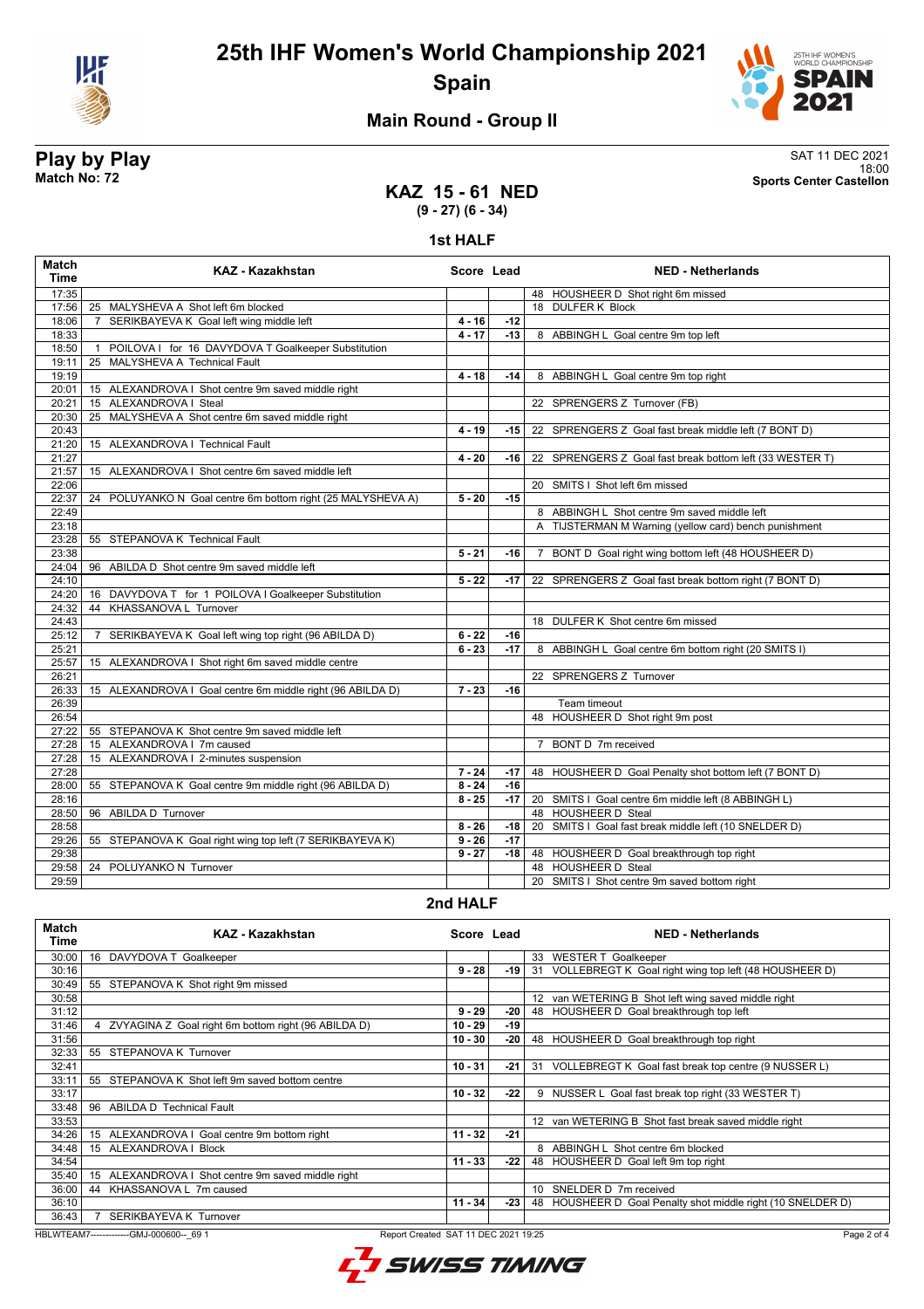# 25th IHF Women's World Championship 2021

## Spain

### Main Round - Group II

**Play by Play**
**Match No: 72**

SAT 11 DEC 2021
18:00
**Sports Center Castellon**

## KAZ 15 - 61 NED
**(9 - 27) (6 - 34)**

### 1st HALF

| Match Time | KAZ - Kazakhstan | Score | Lead | NED - Netherlands |
|---|---|---|---|---|
| 17:35 | | | | 48 HOUSHEER D Shot right 6m missed |
| 17:56 | 25 MALYSHEVA A Shot left 6m blocked | | | 18 DULFER K Block |
| 18:06 | 7 SERIKBAYEVA K Goal left wing middle left | 4 - 16 | -12 | |
| 18:33 | | 4 - 17 | -13 | 8 ABBINGH L Goal centre 9m top left |
| 18:50 | 1 POILOVA I for 16 DAVYDOVA T Goalkeeper Substitution | | | |
| 19:11 | 25 MALYSHEVA A Technical Fault | | | |
| 19:19 | | 4 - 18 | -14 | 8 ABBINGH L Goal centre 9m top right |
| 20:01 | 15 ALEXANDROVA I Shot centre 9m saved middle right | | | |
| 20:21 | 15 ALEXANDROVA I Steal | | | 22 SPRENGERS Z Turnover (FB) |
| 20:30 | 25 MALYSHEVA A Shot centre 6m saved middle right | | | |
| 20:43 | | 4 - 19 | -15 | 22 SPRENGERS Z Goal fast break middle left (7 BONT D) |
| 21:20 | 15 ALEXANDROVA I Technical Fault | | | |
| 21:27 | | 4 - 20 | -16 | 22 SPRENGERS Z Goal fast break bottom left (33 WESTER T) |
| 21:57 | 15 ALEXANDROVA I Shot centre 6m saved middle left | | | |
| 22:06 | | | | 20 SMITS I Shot left 6m missed |
| 22:37 | 24 POLUYANKO N Goal centre 6m bottom right (25 MALYSHEVA A) | 5 - 20 | -15 | |
| 22:49 | | | | 8 ABBINGH L Shot centre 9m saved middle left |
| 23:18 | | | | A TIJSTERMAN M Warning (yellow card) bench punishment |
| 23:28 | 55 STEPANOVA K Technical Fault | | | |
| 23:38 | | 5 - 21 | -16 | 7 BONT D Goal right wing bottom left (48 HOUSHEER D) |
| 24:04 | 96 ABILDA D Shot centre 9m saved middle left | | | |
| 24:10 | | 5 - 22 | -17 | 22 SPRENGERS Z Goal fast break bottom right (7 BONT D) |
| 24:20 | 16 DAVYDOVA T for 1 POILOVA I Goalkeeper Substitution | | | |
| 24:32 | 44 KHASSANOVA L Turnover | | | |
| 24:43 | | | | 18 DULFER K Shot centre 6m missed |
| 25:12 | 7 SERIKBAYEVA K Goal left wing top right (96 ABILDA D) | 6 - 22 | -16 | |
| 25:21 | | 6 - 23 | -17 | 8 ABBINGH L Goal centre 6m bottom right (20 SMITS I) |
| 25:57 | 15 ALEXANDROVA I Shot right 6m saved middle centre | | | |
| 26:21 | | | | 22 SPRENGERS Z Turnover |
| 26:33 | 15 ALEXANDROVA I Goal centre 6m middle right (96 ABILDA D) | 7 - 23 | -16 | |
| 26:39 | | | | Team timeout |
| 26:54 | | | | 48 HOUSHEER D Shot right 9m post |
| 27:22 | 55 STEPANOVA K Shot centre 9m saved middle left | | | |
| 27:28 | 15 ALEXANDROVA I 7m caused | | | 7 BONT D 7m received |
| 27:28 | 15 ALEXANDROVA I 2-minutes suspension | | | |
| 27:28 | | 7 - 24 | -17 | 48 HOUSHEER D Goal Penalty shot bottom left (7 BONT D) |
| 28:00 | 55 STEPANOVA K Goal centre 9m middle right (96 ABILDA D) | 8 - 24 | -16 | |
| 28:16 | | 8 - 25 | -17 | 20 SMITS I Goal centre 6m middle left (8 ABBINGH L) |
| 28:50 | 96 ABILDA D Turnover | | | 48 HOUSHEER D Steal |
| 28:58 | | 8 - 26 | -18 | 20 SMITS I Goal fast break middle left (10 SNELDER D) |
| 29:26 | 55 STEPANOVA K Goal right wing top left (7 SERIKBAYEVA K) | 9 - 26 | -17 | |
| 29:38 | | 9 - 27 | -18 | 48 HOUSHEER D Goal breakthrough top right |
| 29:58 | 24 POLUYANKO N Turnover | | | 48 HOUSHEER D Steal |
| 29:59 | | | | 20 SMITS I Shot centre 9m saved bottom right |

### 2nd HALF

| Match Time | KAZ - Kazakhstan | Score | Lead | NED - Netherlands |
|---|---|---|---|---|
| 30:00 | 16 DAVYDOVA T Goalkeeper | | | 33 WESTER T Goalkeeper |
| 30:16 | | 9 - 28 | -19 | 31 VOLLEBREGT K Goal right wing top left (48 HOUSHEER D) |
| 30:49 | 55 STEPANOVA K Shot right 9m missed | | | |
| 30:58 | | | | 12 van WETERING B Shot left wing saved middle right |
| 31:12 | | 9 - 29 | -20 | 48 HOUSHEER D Goal breakthrough top left |
| 31:46 | 4 ZVYAGINA Z Goal right 6m bottom right (96 ABILDA D) | 10 - 29 | -19 | |
| 31:56 | | 10 - 30 | -20 | 48 HOUSHEER D Goal breakthrough top right |
| 32:33 | 55 STEPANOVA K Turnover | | | |
| 32:41 | | 10 - 31 | -21 | 31 VOLLEBREGT K Goal fast break top centre (9 NUSSER L) |
| 33:11 | 55 STEPANOVA K Shot left 9m saved bottom centre | | | |
| 33:17 | | 10 - 32 | -22 | 9 NUSSER L Goal fast break top right (33 WESTER T) |
| 33:48 | 96 ABILDA D Technical Fault | | | |
| 33:53 | | | | 12 van WETERING B Shot fast break saved middle right |
| 34:26 | 15 ALEXANDROVA I Goal centre 9m bottom right | 11 - 32 | -21 | |
| 34:48 | 15 ALEXANDROVA I Block | | | 8 ABBINGH L Shot centre 6m blocked |
| 34:54 | | 11 - 33 | -22 | 48 HOUSHEER D Goal left 9m top right |
| 35:40 | 15 ALEXANDROVA I Shot centre 9m saved middle right | | | |
| 36:00 | 44 KHASSANOVA L 7m caused | | | 10 SNELDER D 7m received |
| 36:10 | | 11 - 34 | -23 | 48 HOUSHEER D Goal Penalty shot middle right (10 SNELDER D) |
| 36:43 | 7 SERIKBAYEVA K Turnover | | | |

HBLWTEAM7-------------GMJ-000600--_69 1 Report Created SAT 11 DEC 2021 19:25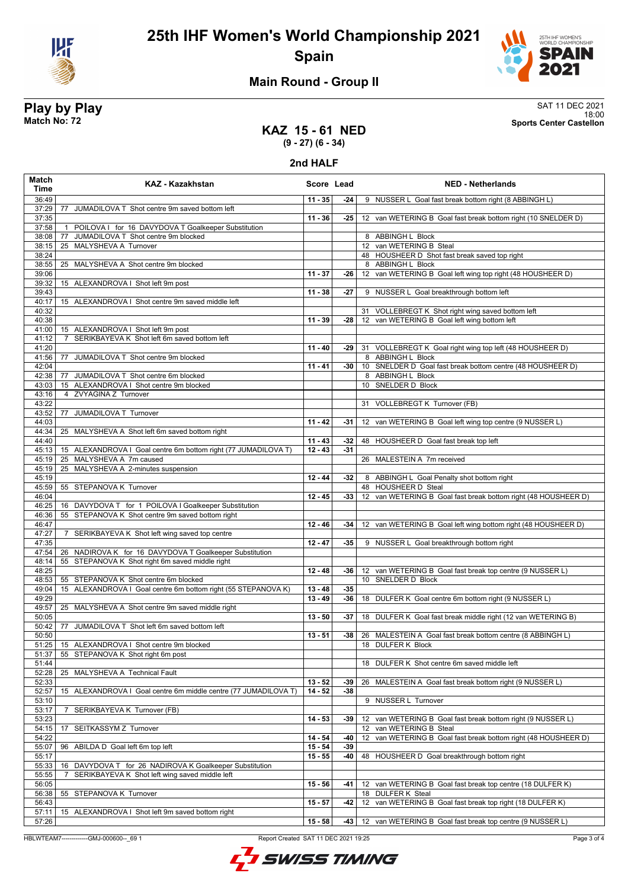# 25th IHF Women's World Championship 2021

## Spain

### Main Round - Group II

**Play by Play**
**Match No: 72**

SAT 11 DEC 2021
18:00
**Sports Center Castellon**

## KAZ 15 - 61 NED

**(9 - 27) (6 - 34)**

### 2nd HALF

| Match Time | KAZ - Kazakhstan | Score | Lead | NED - Netherlands |
|---|---|---|---|---|
| 36:49 | | 11 - 35 | -24 | 9 NUSSER L Goal fast break bottom right (8 ABBINGH L) |
| 37:29 | 77 JUMADILOVA T Shot centre 9m saved bottom left | | | |
| 37:35 | | 11 - 36 | -25 | 12 van WETERING B Goal fast break bottom right (10 SNELDER D) |
| 37:58 | 1 POILOVA I for 16 DAVYDOVA T Goalkeeper Substitution | | | |
| 38:08 | 77 JUMADILOVA T Shot centre 9m blocked | | | 8 ABBINGH L Block |
| 38:15 | 25 MALYSHEVA A Turnover | | | 12 van WETERING B Steal |
| 38:24 | | | | 48 HOUSHEER D Shot fast break saved top right |
| 38:55 | 25 MALYSHEVA A Shot centre 9m blocked | | | 8 ABBINGH L Block |
| 39:06 | | 11 - 37 | -26 | 12 van WETERING B Goal left wing top right (48 HOUSHEER D) |
| 39:32 | 15 ALEXANDROVA I Shot left 9m post | | | |
| 39:43 | | 11 - 38 | -27 | 9 NUSSER L Goal breakthrough bottom left |
| 40:17 | 15 ALEXANDROVA I Shot centre 9m saved middle left | | | |
| 40:32 | | | | 31 VOLLEBREGT K Shot right wing saved bottom left |
| 40:38 | | 11 - 39 | -28 | 12 van WETERING B Goal left wing bottom left |
| 41:00 | 15 ALEXANDROVA I Shot left 9m post | | | |
| 41:12 | 7 SERIKBAYEVA K Shot left 6m saved bottom left | | | |
| 41:20 | | 11 - 40 | -29 | 31 VOLLEBREGT K Goal right wing top left (48 HOUSHEER D) |
| 41:56 | 77 JUMADILOVA T Shot centre 9m blocked | | | 8 ABBINGH L Block |
| 42:04 | | 11 - 41 | -30 | 10 SNELDER D Goal fast break bottom centre (48 HOUSHEER D) |
| 42:38 | 77 JUMADILOVA T Shot centre 6m blocked | | | 8 ABBINGH L Block |
| 43:03 | 15 ALEXANDROVA I Shot centre 9m blocked | | | 10 SNELDER D Block |
| 43:16 | 4 ZVYAGINA Z Turnover | | | |
| 43:22 | | | | 31 VOLLEBREGT K Turnover (FB) |
| 43:52 | 77 JUMADILOVA T Turnover | | | |
| 44:03 | | 11 - 42 | -31 | 12 van WETERING B Goal left wing top centre (9 NUSSER L) |
| 44:34 | 25 MALYSHEVA A Shot left 6m saved bottom right | | | |
| 44:40 | | 11 - 43 | -32 | 48 HOUSHEER D Goal fast break top left |
| 45:13 | 15 ALEXANDROVA I Goal centre 6m bottom right (77 JUMADILOVA T) | 12 - 43 | -31 | |
| 45:19 | 25 MALYSHEVA A 7m caused | | | 26 MALESTEIN A 7m received |
| 45:19 | 25 MALYSHEVA A 2-minutes suspension | | | |
| 45:19 | | 12 - 44 | -32 | 8 ABBINGH L Goal Penalty shot bottom right |
| 45:59 | 55 STEPANOVA K Turnover | | | 48 HOUSHEER D Steal |
| 46:04 | | 12 - 45 | -33 | 12 van WETERING B Goal fast break bottom right (48 HOUSHEER D) |
| 46:25 | 16 DAVYDOVA T for 1 POILOVA I Goalkeeper Substitution | | | |
| 46:36 | 55 STEPANOVA K Shot centre 9m saved bottom right | | | |
| 46:47 | | 12 - 46 | -34 | 12 van WETERING B Goal left wing bottom right (48 HOUSHEER D) |
| 47:27 | 7 SERIKBAYEVA K Shot left wing saved top centre | | | |
| 47:35 | | 12 - 47 | -35 | 9 NUSSER L Goal breakthrough bottom right |
| 47:54 | 26 NADIROVA K for 16 DAVYDOVA T Goalkeeper Substitution | | | |
| 48:14 | 55 STEPANOVA K Shot right 6m saved middle right | | | |
| 48:25 | | 12 - 48 | -36 | 12 van WETERING B Goal fast break top centre (9 NUSSER L) |
| 48:53 | 55 STEPANOVA K Shot centre 6m blocked | | | 10 SNELDER D Block |
| 49:04 | 15 ALEXANDROVA I Goal centre 6m bottom right (55 STEPANOVA K) | 13 - 48 | -35 | |
| 49:29 | | 13 - 49 | -36 | 18 DULFER K Goal centre 6m bottom right (9 NUSSER L) |
| 49:57 | 25 MALYSHEVA A Shot centre 9m saved middle right | | | |
| 50:05 | | 13 - 50 | -37 | 18 DULFER K Goal fast break middle right (12 van WETERING B) |
| 50:42 | 77 JUMADILOVA T Shot left 6m saved bottom left | | | |
| 50:50 | | 13 - 51 | -38 | 26 MALESTEIN A Goal fast break bottom centre (8 ABBINGH L) |
| 51:25 | 15 ALEXANDROVA I Shot centre 9m blocked | | | 18 DULFER K Block |
| 51:37 | 55 STEPANOVA K Shot right 6m post | | | |
| 51:44 | | | | 18 DULFER K Shot centre 6m saved middle left |
| 52:28 | 25 MALYSHEVA A Technical Fault | | | |
| 52:33 | | 13 - 52 | -39 | 26 MALESTEIN A Goal fast break bottom right (9 NUSSER L) |
| 52:57 | 15 ALEXANDROVA I Goal centre 6m middle centre (77 JUMADILOVA T) | 14 - 52 | -38 | |
| 53:10 | | | | 9 NUSSER L Turnover |
| 53:17 | 7 SERIKBAYEVA K Turnover (FB) | | | |
| 53:23 | | 14 - 53 | -39 | 12 van WETERING B Goal fast break bottom right (9 NUSSER L) |
| 54:15 | 17 SEITKASSYM Z Turnover | | | 12 van WETERING B Steal |
| 54:22 | | 14 - 54 | -40 | 12 van WETERING B Goal fast break bottom right (48 HOUSHEER D) |
| 55:07 | 96 ABILDA D Goal left 6m top left | 15 - 54 | -39 | |
| 55:17 | | 15 - 55 | -40 | 48 HOUSHEER D Goal breakthrough bottom right |
| 55:33 | 16 DAVYDOVA T for 26 NADIROVA K Goalkeeper Substitution | | | |
| 55:55 | 7 SERIKBAYEVA K Shot left wing saved middle left | | | |
| 56:05 | | 15 - 56 | -41 | 12 van WETERING B Goal fast break top centre (18 DULFER K) |
| 56:38 | 55 STEPANOVA K Turnover | | | 18 DULFER K Steal |
| 56:43 | | 15 - 57 | -42 | 12 van WETERING B Goal fast break top right (18 DULFER K) |
| 57:11 | 15 ALEXANDROVA I Shot left 9m saved bottom right | | | |
| 57:26 | | 15 - 58 | -43 | 12 van WETERING B Goal fast break top centre (9 NUSSER L) |

HBLWTEAM7-------------GMJ-000600--_69 1 Report Created SAT 11 DEC 2021 19:25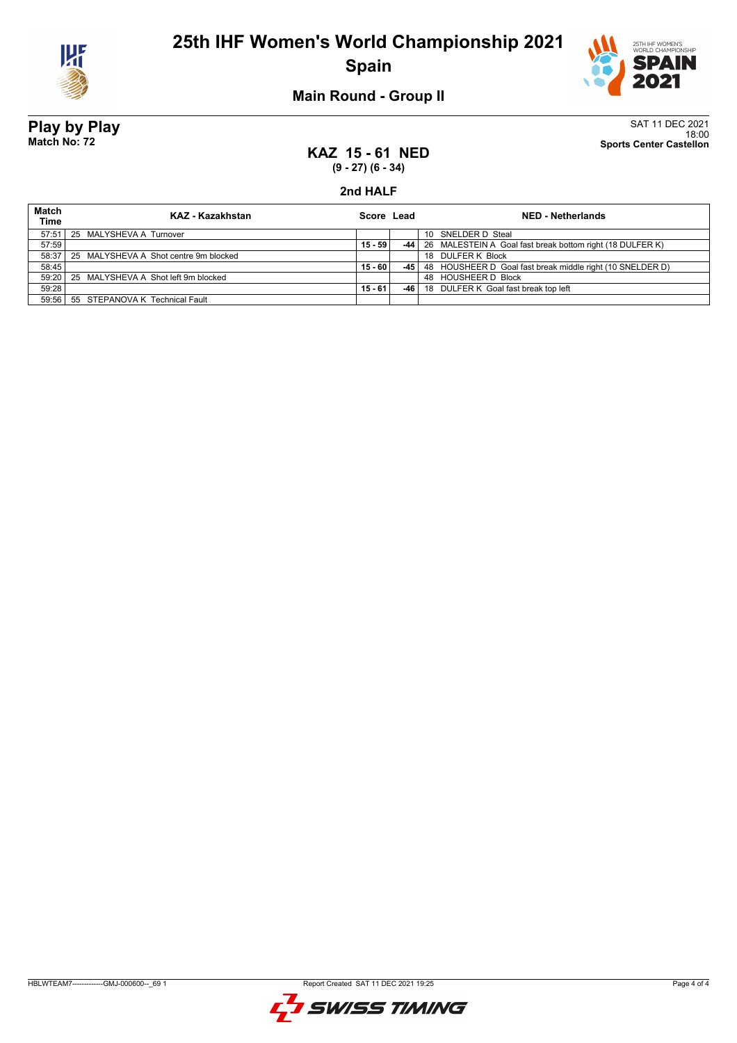# 25th IHF Women's World Championship 2021

**Spain**

## Main Round - Group II

**Play by Play**
**Match No: 72**

SAT 11 DEC 2021
18:00
**Sports Center Castellon**

### KAZ 15 - 61 NED

**(9 - 27) (6 - 34)**

#### 2nd HALF

| Match Time | KAZ - Kazakhstan | Score | Lead | NED - Netherlands |
|---|---|---|---|---|
| 57:51 | 25 MALYSHEVA A Turnover | | | 10 SNELDER D Steal |
| 57:59 | | 15 - 59 | -44 | 26 MALESTEIN A Goal fast break bottom right (18 DULFER K) |
| 58:37 | 25 MALYSHEVA A Shot centre 9m blocked | | | 18 DULFER K Block |
| 58:45 | | 15 - 60 | -45 | 48 HOUSHEER D Goal fast break middle right (10 SNELDER D) |
| 59:20 | 25 MALYSHEVA A Shot left 9m blocked | | | 48 HOUSHEER D Block |
| 59:28 | | 15 - 61 | -46 | 18 DULFER K Goal fast break top left |
| 59:56 | 55 STEPANOVA K Technical Fault | | | |

HBLWTEAM7-------------GMJ-000600--_69 1 Report Created SAT 11 DEC 2021 19:25